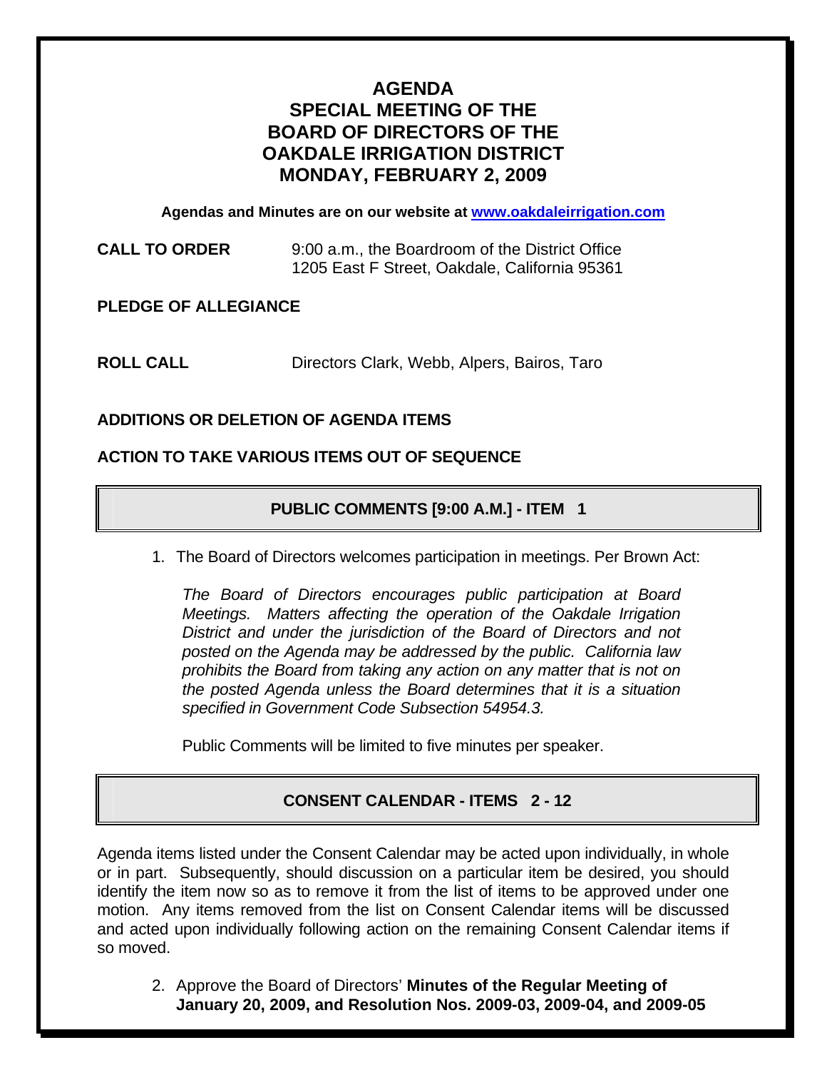# AGENDA
# SPECIAL MEETING OF THE BOARD OF DIRECTORS OF THE OAKDALE IRRIGATION DISTRICT
# MONDAY, FEBRUARY 2, 2009

**Agendas and Minutes are on our website at [www.oakdaleirrigation.com](http://www.oakdaleirrigation.com)**

**CALL TO ORDER** 9:00 a.m., the Boardroom of the District Office
1205 East F Street, Oakdale, California 95361

**PLEDGE OF ALLEGIANCE**

**ROLL CALL** Directors Clark, Webb, Alpers, Bairos, Taro

**ADDITIONS OR DELETION OF AGENDA ITEMS**

**ACTION TO TAKE VARIOUS ITEMS OUT OF SEQUENCE**

## PUBLIC COMMENTS [9:00 A.M.] - ITEM 1

1. The Board of Directors welcomes participation in meetings. Per Brown Act:

   *The Board of Directors encourages public participation at Board Meetings. Matters affecting the operation of the Oakdale Irrigation District and under the jurisdiction of the Board of Directors and not posted on the Agenda may be addressed by the public. California law prohibits the Board from taking any action on any matter that is not on the posted Agenda unless the Board determines that it is a situation specified in Government Code Subsection 54954.3.*

   Public Comments will be limited to five minutes per speaker.

## CONSENT CALENDAR - ITEMS 2 - 12

Agenda items listed under the Consent Calendar may be acted upon individually, in whole or in part. Subsequently, should discussion on a particular item be desired, you should identify the item now so as to remove it from the list of items to be approved under one motion. Any items removed from the list on Consent Calendar items will be discussed and acted upon individually following action on the remaining Consent Calendar items if so moved.

2. Approve the Board of Directors' **Minutes of the Regular Meeting of January 20, 2009, and Resolution Nos. 2009-03, 2009-04, and 2009-05**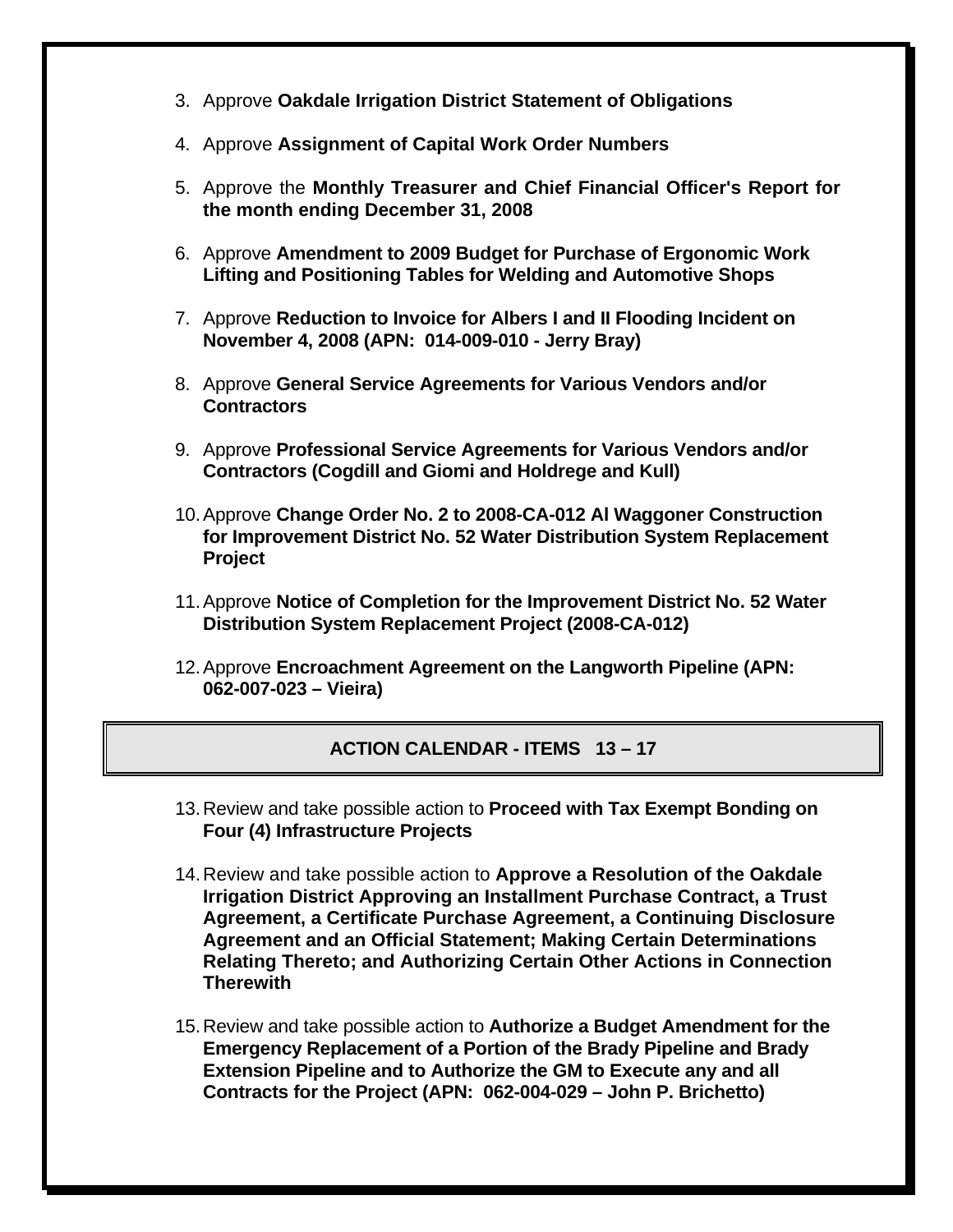3. Approve **Oakdale Irrigation District Statement of Obligations**

4. Approve **Assignment of Capital Work Order Numbers**

5. Approve the **Monthly Treasurer and Chief Financial Officer's Report for the month ending December 31, 2008**

6. Approve **Amendment to 2009 Budget for Purchase of Ergonomic Work Lifting and Positioning Tables for Welding and Automotive Shops**

7. Approve **Reduction to Invoice for Albers I and II Flooding Incident on November 4, 2008 (APN: 014-009-010 - Jerry Bray)**

8. Approve **General Service Agreements for Various Vendors and/or Contractors**

9. Approve **Professional Service Agreements for Various Vendors and/or Contractors (Cogdill and Giomi and Holdrege and Kull)**

10. Approve **Change Order No. 2 to 2008-CA-012 Al Waggoner Construction for Improvement District No. 52 Water Distribution System Replacement Project**

11. Approve **Notice of Completion for the Improvement District No. 52 Water Distribution System Replacement Project (2008-CA-012)**

12. Approve **Encroachment Agreement on the Langworth Pipeline (APN: 062-007-023 – Vieira)**

## ACTION CALENDAR - ITEMS 13 – 17

13. Review and take possible action to **Proceed with Tax Exempt Bonding on Four (4) Infrastructure Projects**

14. Review and take possible action to **Approve a Resolution of the Oakdale Irrigation District Approving an Installment Purchase Contract, a Trust Agreement, a Certificate Purchase Agreement, a Continuing Disclosure Agreement and an Official Statement; Making Certain Determinations Relating Thereto; and Authorizing Certain Other Actions in Connection Therewith**

15. Review and take possible action to **Authorize a Budget Amendment for the Emergency Replacement of a Portion of the Brady Pipeline and Brady Extension Pipeline and to Authorize the GM to Execute any and all Contracts for the Project (APN: 062-004-029 – John P. Brichetto)**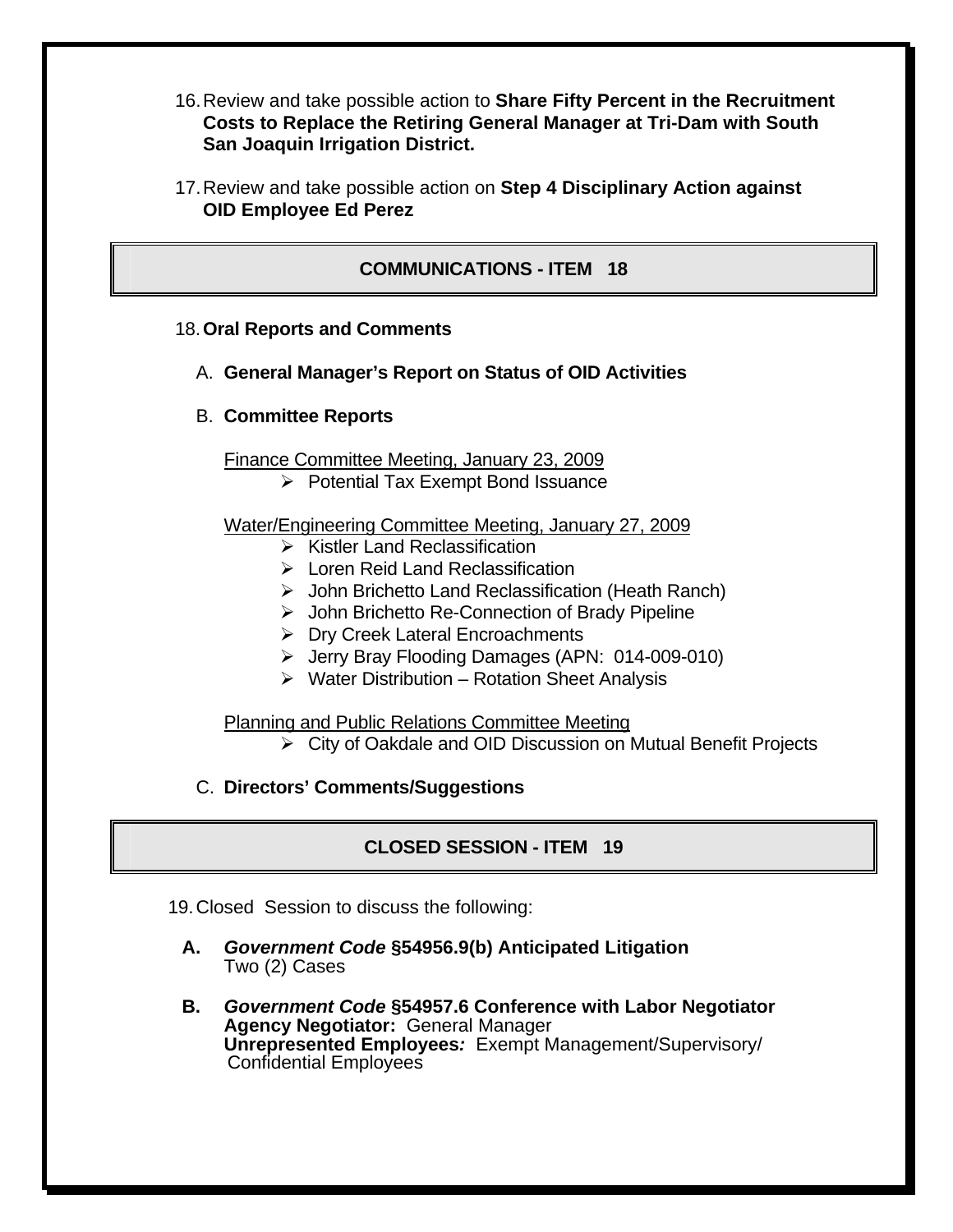16. Review and take possible action to **Share Fifty Percent in the Recruitment Costs to Replace the Retiring General Manager at Tri-Dam with South San Joaquin Irrigation District.**

17. Review and take possible action on **Step 4 Disciplinary Action against OID Employee Ed Perez**

## COMMUNICATIONS - ITEM 18

18. **Oral Reports and Comments**

   A. **General Manager's Report on Status of OID Activities**

   B. **Committee Reports**

   Finance Committee Meeting, January 23, 2009
   - Potential Tax Exempt Bond Issuance

   Water/Engineering Committee Meeting, January 27, 2009
   - Kistler Land Reclassification
   - Loren Reid Land Reclassification
   - John Brichetto Land Reclassification (Heath Ranch)
   - John Brichetto Re-Connection of Brady Pipeline
   - Dry Creek Lateral Encroachments
   - Jerry Bray Flooding Damages (APN: 014-009-010)
   - Water Distribution – Rotation Sheet Analysis

   Planning and Public Relations Committee Meeting
   - City of Oakdale and OID Discussion on Mutual Benefit Projects

   C. **Directors' Comments/Suggestions**

## CLOSED SESSION - ITEM 19

19. Closed Session to discuss the following:

   **A.** ***Government Code*** **§54956.9(b) Anticipated Litigation**
   Two (2) Cases

   **B.** ***Government Code*** **§54957.6 Conference with Labor Negotiator**
   **Agency Negotiator:** General Manager
   **Unrepresented Employees*:*** Exempt Management/Supervisory/ Confidential Employees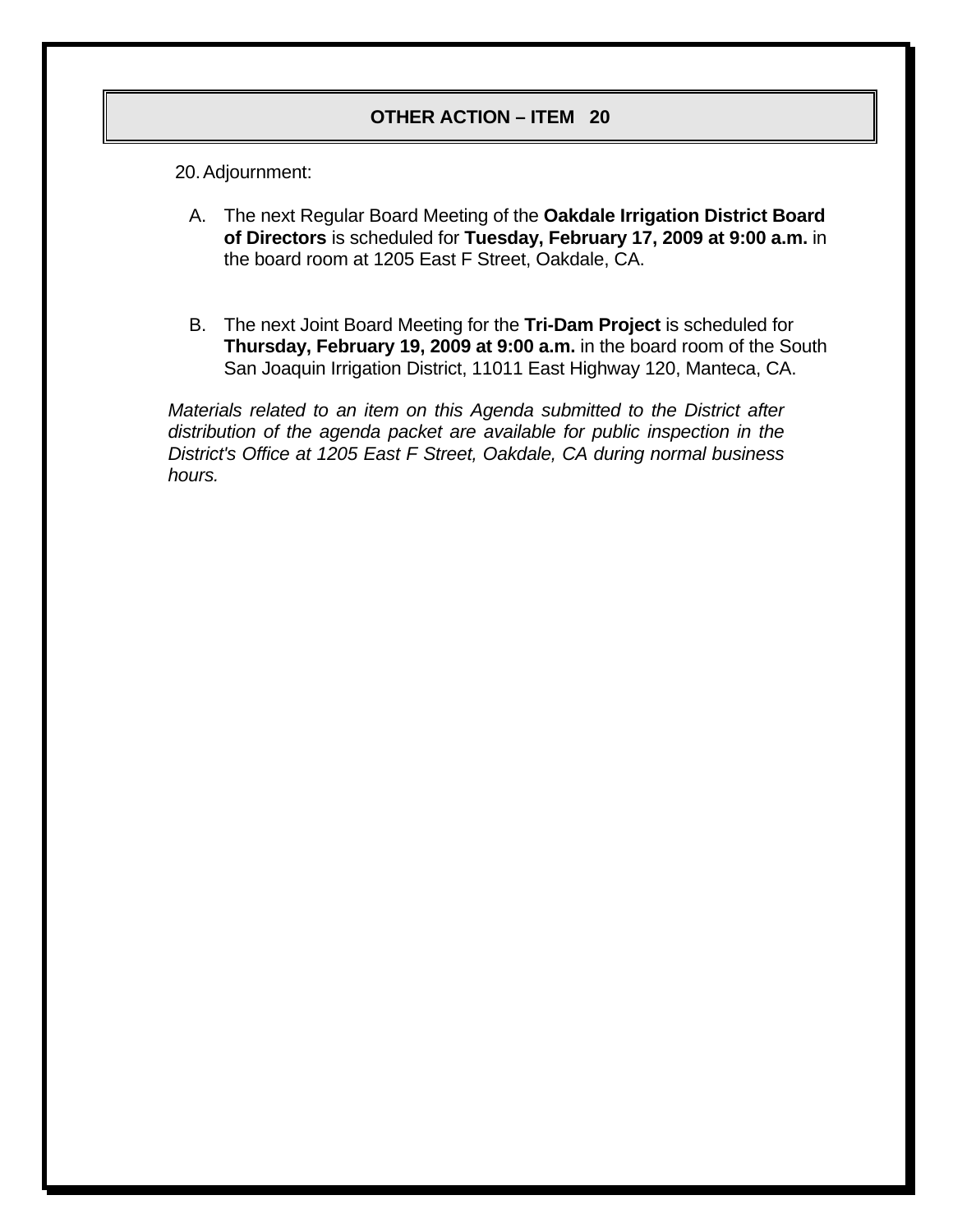## OTHER ACTION – ITEM 20

20. Adjournment:

A. The next Regular Board Meeting of the **Oakdale Irrigation District Board of Directors** is scheduled for **Tuesday, February 17, 2009 at 9:00 a.m.** in the board room at 1205 East F Street, Oakdale, CA.

B. The next Joint Board Meeting for the **Tri-Dam Project** is scheduled for **Thursday, February 19, 2009 at 9:00 a.m.** in the board room of the South San Joaquin Irrigation District, 11011 East Highway 120, Manteca, CA.

*Materials related to an item on this Agenda submitted to the District after distribution of the agenda packet are available for public inspection in the District's Office at 1205 East F Street, Oakdale, CA during normal business hours.*